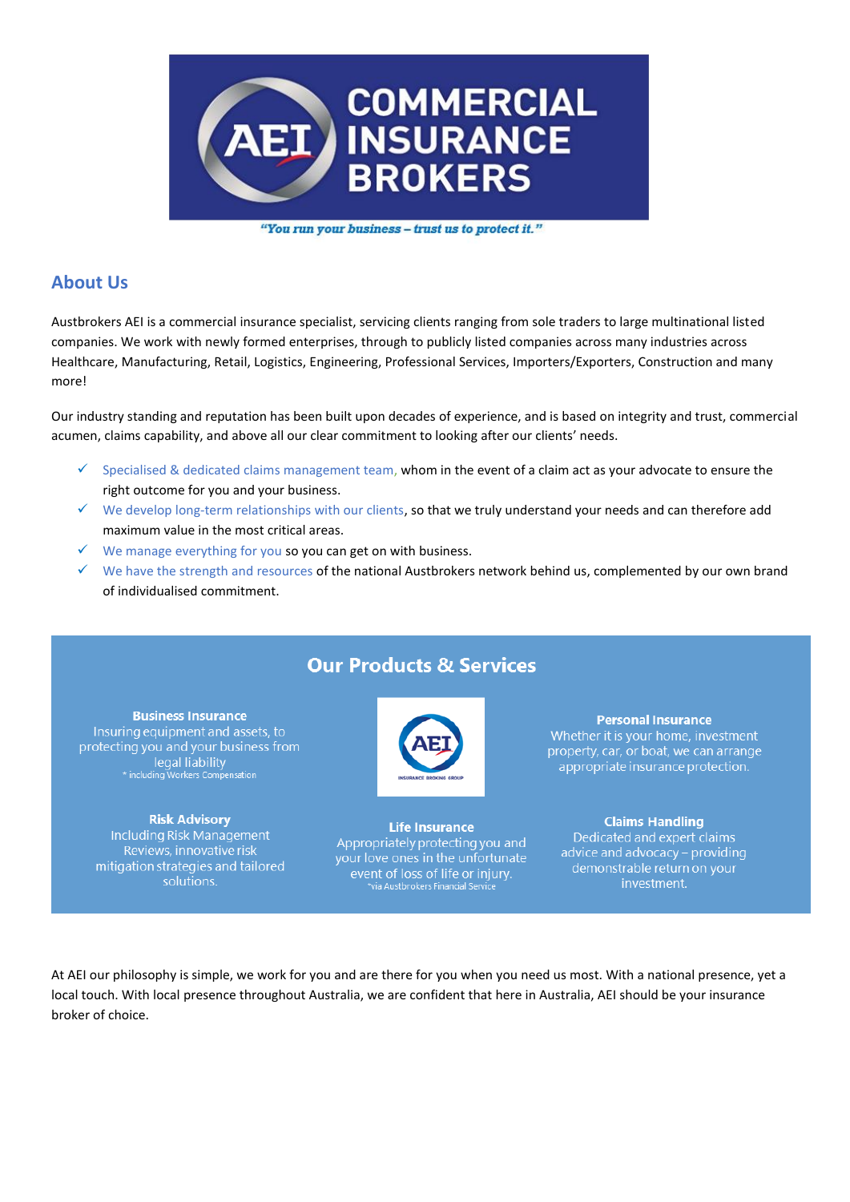# COMMERCIAL INSURANCE BROKERS

*"You run your business – trust us to protect it."*

## About Us

Austbrokers AEI is a commercial insurance specialist, servicing clients ranging from sole traders to large multinational listed companies. We work with newly formed enterprises, through to publicly listed companies across many industries across Healthcare, Manufacturing, Retail, Logistics, Engineering, Professional Services, Importers/Exporters, Construction and many more!

Our industry standing and reputation has been built upon decades of experience, and is based on integrity and trust, commercial acumen, claims capability, and above all our clear commitment to looking after our clients' needs.

- ✓ Specialised & dedicated claims management team, whom in the event of a claim act as your advocate to ensure the right outcome for you and your business.
- ✓ We develop long-term relationships with our clients, so that we truly understand your needs and can therefore add maximum value in the most critical areas.
- ✓ We manage everything for you so you can get on with business.
- ✓ We have the strength and resources of the national Austbrokers network behind us, complemented by our own brand of individualised commitment.

## Our Products & Services

**Business Insurance**
Insuring equipment and assets, to protecting you and your business from legal liability
* including Workers Compensation

**Personal Insurance**
Whether it is your home, investment property, car, or boat, we can arrange appropriate insurance protection.

**Risk Advisory**
Including Risk Management Reviews, innovative risk mitigation strategies and tailored solutions.

**Life Insurance**
Appropriately protecting you and your love ones in the unfortunate event of loss of life or injury.
*via Austbrokers Financial Service

**Claims Handling**
Dedicated and expert claims advice and advocacy – providing demonstrable return on your investment.

At AEI our philosophy is simple, we work for you and are there for you when you need us most. With a national presence, yet a local touch. With local presence throughout Australia, we are confident that here in Australia, AEI should be your insurance broker of choice.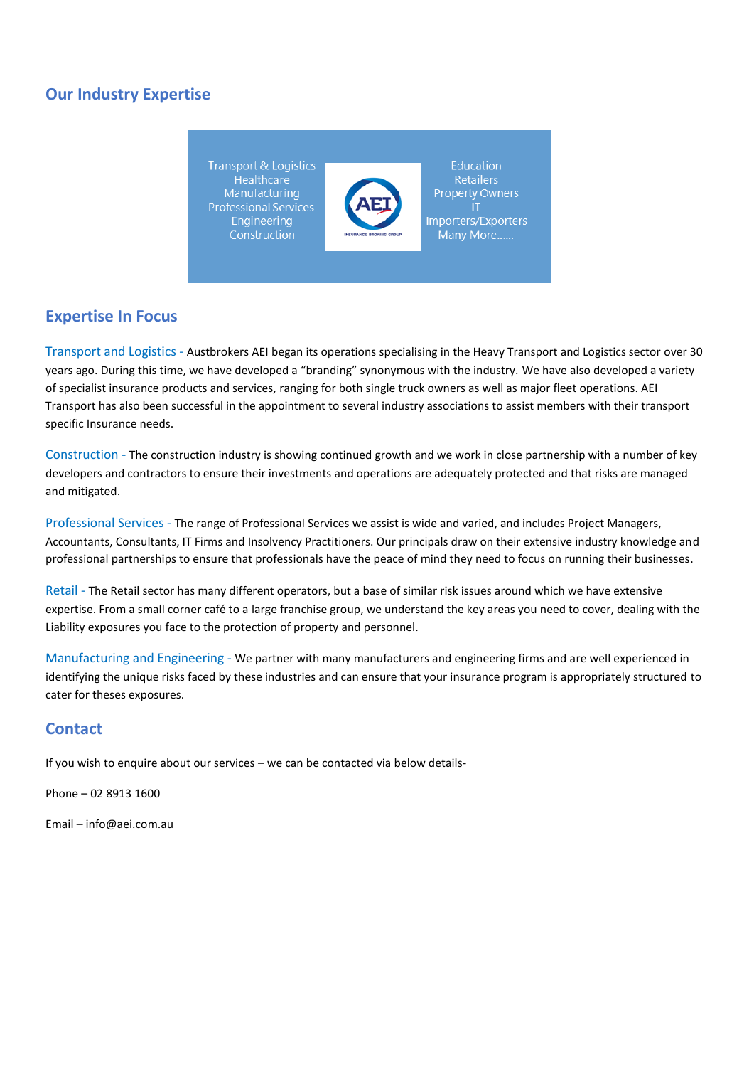## Our Industry Expertise

Transport & Logistics
Healthcare
Manufacturing
Professional Services
Engineering
Construction

Education
Retailers
Property Owners
IT
Importers/Exporters
Many More……

## Expertise In Focus

Transport and Logistics - Austbrokers AEI began its operations specialising in the Heavy Transport and Logistics sector over 30 years ago. During this time, we have developed a "branding" synonymous with the industry. We have also developed a variety of specialist insurance products and services, ranging for both single truck owners as well as major fleet operations. AEI Transport has also been successful in the appointment to several industry associations to assist members with their transport specific Insurance needs.

Construction - The construction industry is showing continued growth and we work in close partnership with a number of key developers and contractors to ensure their investments and operations are adequately protected and that risks are managed and mitigated.

Professional Services - The range of Professional Services we assist is wide and varied, and includes Project Managers, Accountants, Consultants, IT Firms and Insolvency Practitioners. Our principals draw on their extensive industry knowledge and professional partnerships to ensure that professionals have the peace of mind they need to focus on running their businesses.

Retail - The Retail sector has many different operators, but a base of similar risk issues around which we have extensive expertise. From a small corner café to a large franchise group, we understand the key areas you need to cover, dealing with the Liability exposures you face to the protection of property and personnel.

Manufacturing and Engineering - We partner with many manufacturers and engineering firms and are well experienced in identifying the unique risks faced by these industries and can ensure that your insurance program is appropriately structured to cater for theses exposures.

## Contact

If you wish to enquire about our services – we can be contacted via below details-

Phone – 02 8913 1600

Email – info@aei.com.au